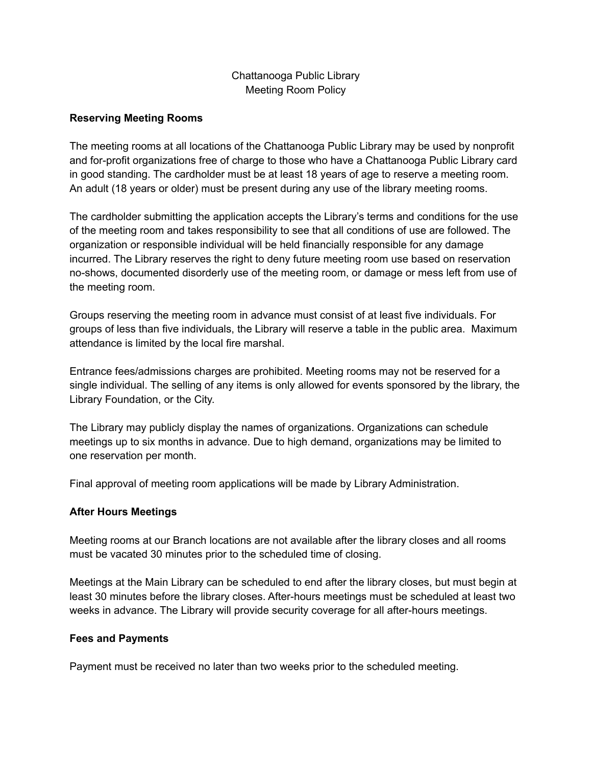# Chattanooga Public Library
# Meeting Room Policy

## Reserving Meeting Rooms

The meeting rooms at all locations of the Chattanooga Public Library may be used by nonprofit and for-profit organizations free of charge to those who have a Chattanooga Public Library card in good standing. The cardholder must be at least 18 years of age to reserve a meeting room. An adult (18 years or older) must be present during any use of the library meeting rooms.

The cardholder submitting the application accepts the Library's terms and conditions for the use of the meeting room and takes responsibility to see that all conditions of use are followed. The organization or responsible individual will be held financially responsible for any damage incurred. The Library reserves the right to deny future meeting room use based on reservation no-shows, documented disorderly use of the meeting room, or damage or mess left from use of the meeting room.

Groups reserving the meeting room in advance must consist of at least five individuals. For groups of less than five individuals, the Library will reserve a table in the public area. Maximum attendance is limited by the local fire marshal.

Entrance fees/admissions charges are prohibited. Meeting rooms may not be reserved for a single individual. The selling of any items is only allowed for events sponsored by the library, the Library Foundation, or the City.

The Library may publicly display the names of organizations. Organizations can schedule meetings up to six months in advance. Due to high demand, organizations may be limited to one reservation per month.

Final approval of meeting room applications will be made by Library Administration.

## After Hours Meetings

Meeting rooms at our Branch locations are not available after the library closes and all rooms must be vacated 30 minutes prior to the scheduled time of closing.

Meetings at the Main Library can be scheduled to end after the library closes, but must begin at least 30 minutes before the library closes. After-hours meetings must be scheduled at least two weeks in advance. The Library will provide security coverage for all after-hours meetings.

## Fees and Payments

Payment must be received no later than two weeks prior to the scheduled meeting.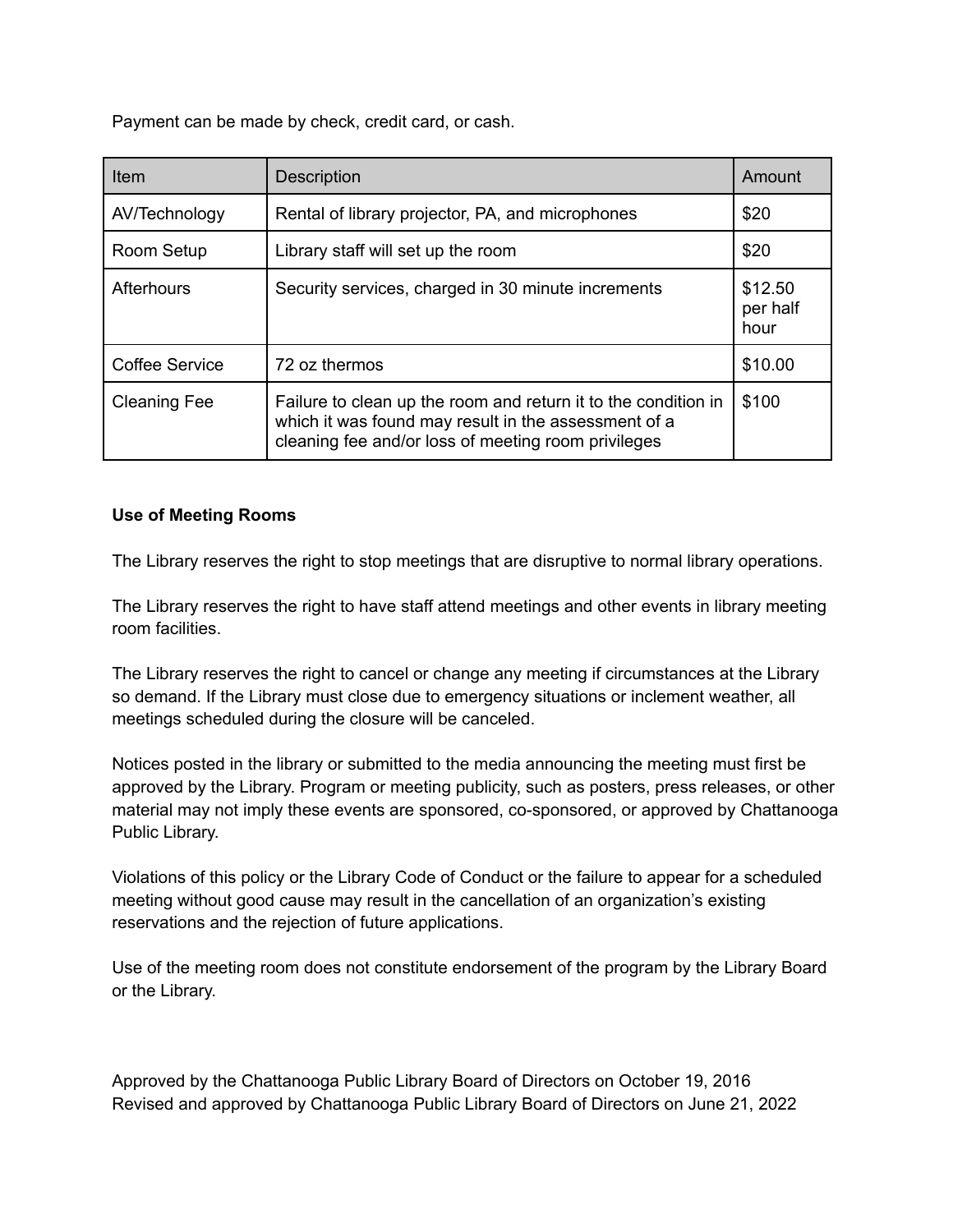Payment can be made by check, credit card, or cash.

| Item | Description | Amount |
|---|---|---|
| AV/Technology | Rental of library projector, PA, and microphones | $20 |
| Room Setup | Library staff will set up the room | $20 |
| Afterhours | Security services, charged in 30 minute increments | $12.50 per half hour |
| Coffee Service | 72 oz thermos | $10.00 |
| Cleaning Fee | Failure to clean up the room and return it to the condition in which it was found may result in the assessment of a cleaning fee and/or loss of meeting room privileges | $100 |

**Use of Meeting Rooms**

The Library reserves the right to stop meetings that are disruptive to normal library operations.

The Library reserves the right to have staff attend meetings and other events in library meeting room facilities.

The Library reserves the right to cancel or change any meeting if circumstances at the Library so demand. If the Library must close due to emergency situations or inclement weather, all meetings scheduled during the closure will be canceled.

Notices posted in the library or submitted to the media announcing the meeting must first be approved by the Library. Program or meeting publicity, such as posters, press releases, or other material may not imply these events are sponsored, co-sponsored, or approved by Chattanooga Public Library.

Violations of this policy or the Library Code of Conduct or the failure to appear for a scheduled meeting without good cause may result in the cancellation of an organization's existing reservations and the rejection of future applications.

Use of the meeting room does not constitute endorsement of the program by the Library Board or the Library.

Approved by the Chattanooga Public Library Board of Directors on October 19, 2016
Revised and approved by Chattanooga Public Library Board of Directors on June 21, 2022